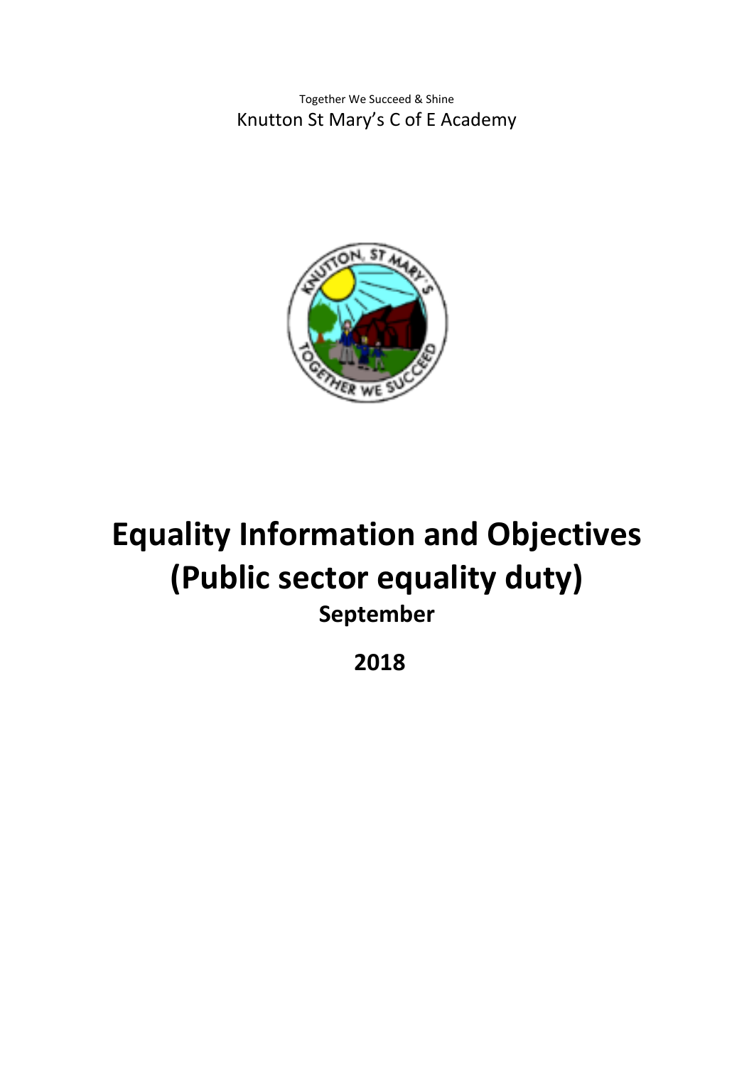Together We Succeed & Shine

Knutton St Mary's C of E Academy

# Equality Information and Objectives (Public sector equality duty)

**September**

**2018**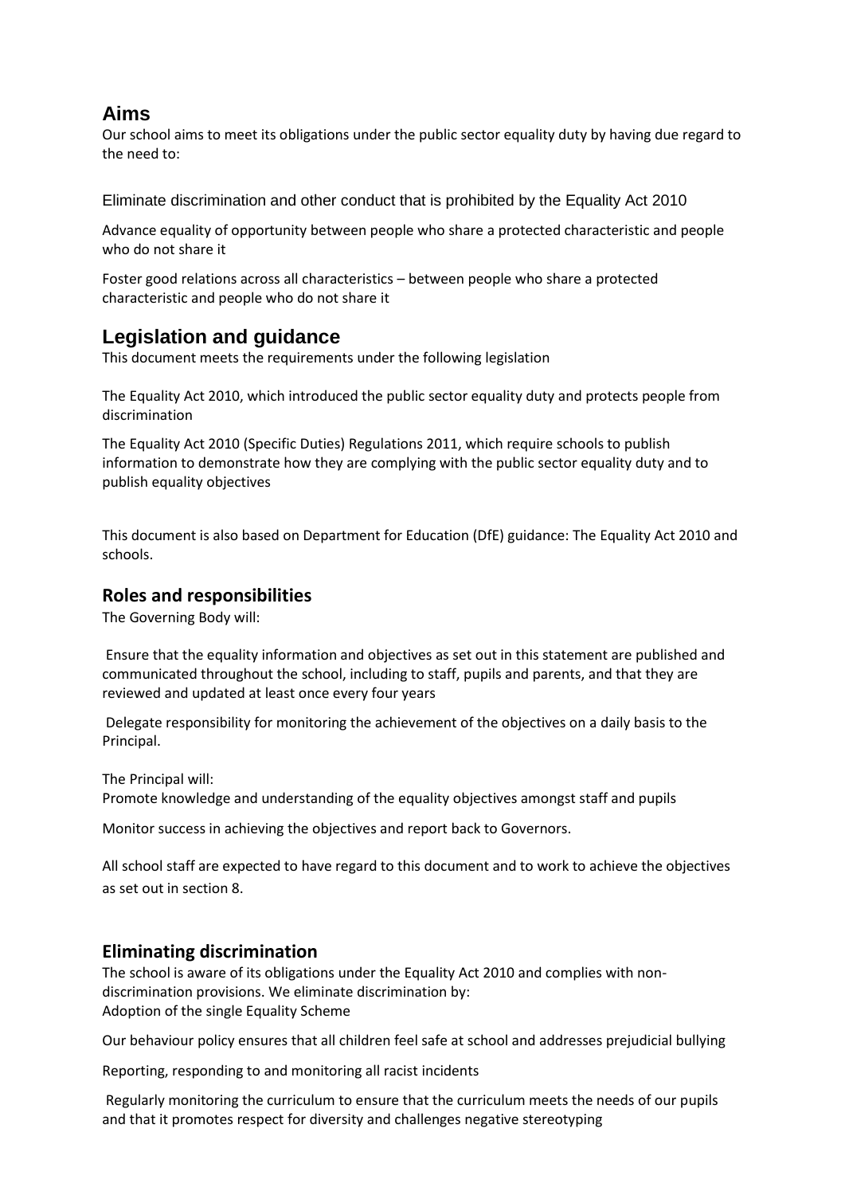## Aims

Our school aims to meet its obligations under the public sector equality duty by having due regard to the need to:

Eliminate discrimination and other conduct that is prohibited by the Equality Act 2010

Advance equality of opportunity between people who share a protected characteristic and people who do not share it

Foster good relations across all characteristics – between people who share a protected characteristic and people who do not share it

## Legislation and guidance

This document meets the requirements under the following legislation

The Equality Act 2010, which introduced the public sector equality duty and protects people from discrimination

The Equality Act 2010 (Specific Duties) Regulations 2011, which require schools to publish information to demonstrate how they are complying with the public sector equality duty and to publish equality objectives

This document is also based on Department for Education (DfE) guidance: The Equality Act 2010 and schools.

### Roles and responsibilities

The Governing Body will:

Ensure that the equality information and objectives as set out in this statement are published and communicated throughout the school, including to staff, pupils and parents, and that they are reviewed and updated at least once every four years

Delegate responsibility for monitoring the achievement of the objectives on a daily basis to the Principal.

The Principal will:
Promote knowledge and understanding of the equality objectives amongst staff and pupils

Monitor success in achieving the objectives and report back to Governors.

All school staff are expected to have regard to this document and to work to achieve the objectives as set out in section 8.

### Eliminating discrimination

The school is aware of its obligations under the Equality Act 2010 and complies with non-discrimination provisions. We eliminate discrimination by:
Adoption of the single Equality Scheme

Our behaviour policy ensures that all children feel safe at school and addresses prejudicial bullying

Reporting, responding to and monitoring all racist incidents

Regularly monitoring the curriculum to ensure that the curriculum meets the needs of our pupils and that it promotes respect for diversity and challenges negative stereotyping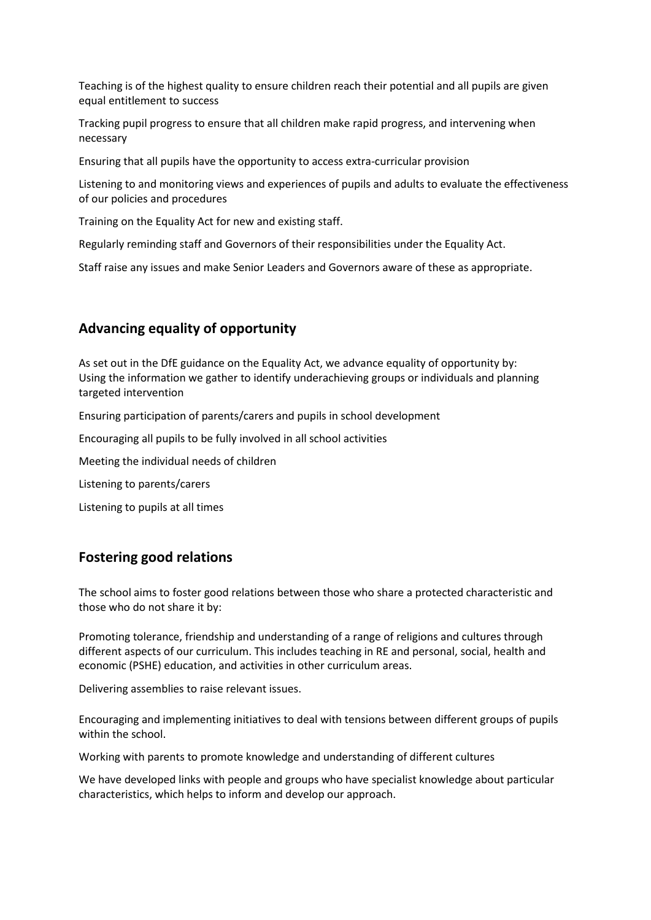Teaching is of the highest quality to ensure children reach their potential and all pupils are given equal entitlement to success

Tracking pupil progress to ensure that all children make rapid progress, and intervening when necessary

Ensuring that all pupils have the opportunity to access extra-curricular provision

Listening to and monitoring views and experiences of pupils and adults to evaluate the effectiveness of our policies and procedures

Training on the Equality Act for new and existing staff.

Regularly reminding staff and Governors of their responsibilities under the Equality Act.

Staff raise any issues and make Senior Leaders and Governors aware of these as appropriate.

## Advancing equality of opportunity

As set out in the DfE guidance on the Equality Act, we advance equality of opportunity by:
Using the information we gather to identify underachieving groups or individuals and planning targeted intervention

Ensuring participation of parents/carers and pupils in school development

Encouraging all pupils to be fully involved in all school activities

Meeting the individual needs of children

Listening to parents/carers

Listening to pupils at all times

## Fostering good relations

The school aims to foster good relations between those who share a protected characteristic and those who do not share it by:

Promoting tolerance, friendship and understanding of a range of religions and cultures through different aspects of our curriculum. This includes teaching in RE and personal, social, health and economic (PSHE) education, and activities in other curriculum areas.

Delivering assemblies to raise relevant issues.

Encouraging and implementing initiatives to deal with tensions between different groups of pupils within the school.

Working with parents to promote knowledge and understanding of different cultures

We have developed links with people and groups who have specialist knowledge about particular characteristics, which helps to inform and develop our approach.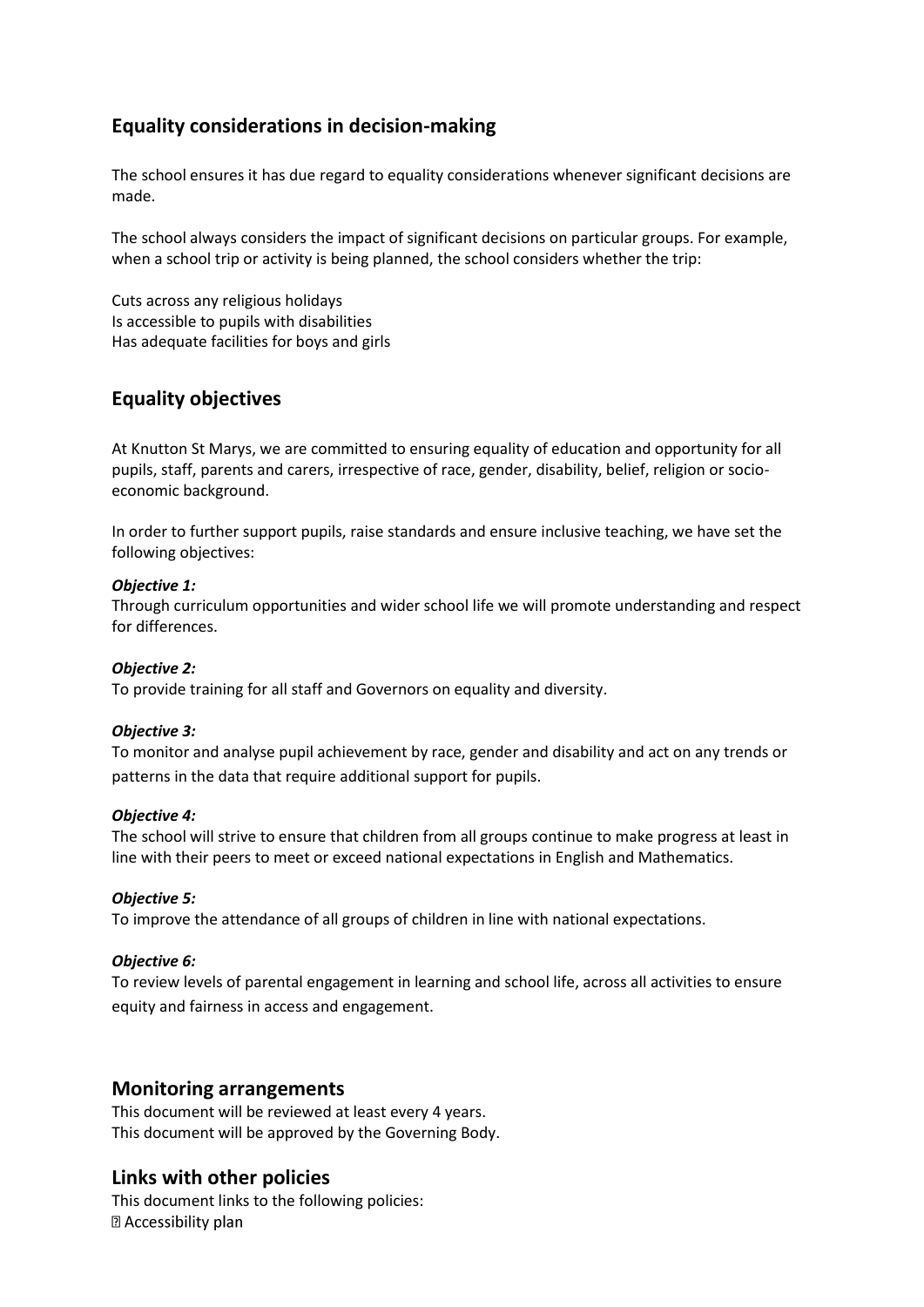## Equality considerations in decision-making

The school ensures it has due regard to equality considerations whenever significant decisions are made.

The school always considers the impact of significant decisions on particular groups. For example, when a school trip or activity is being planned, the school considers whether the trip:

Cuts across any religious holidays
Is accessible to pupils with disabilities
Has adequate facilities for boys and girls

## Equality objectives

At Knutton St Marys, we are committed to ensuring equality of education and opportunity for all pupils, staff, parents and carers, irrespective of race, gender, disability, belief, religion or socio-economic background.

In order to further support pupils, raise standards and ensure inclusive teaching, we have set the following objectives:

***Objective 1:***
Through curriculum opportunities and wider school life we will promote understanding and respect for differences.

***Objective 2:***
To provide training for all staff and Governors on equality and diversity.

***Objective 3:***
To monitor and analyse pupil achievement by race, gender and disability and act on any trends or patterns in the data that require additional support for pupils.

***Objective 4:***
The school will strive to ensure that children from all groups continue to make progress at least in line with their peers to meet or exceed national expectations in English and Mathematics.

***Objective 5:***
To improve the attendance of all groups of children in line with national expectations.

***Objective 6:***
To review levels of parental engagement in learning and school life, across all activities to ensure equity and fairness in access and engagement.

## Monitoring arrangements

This document will be reviewed at least every 4 years.
This document will be approved by the Governing Body.

## Links with other policies

This document links to the following policies:

- Accessibility plan